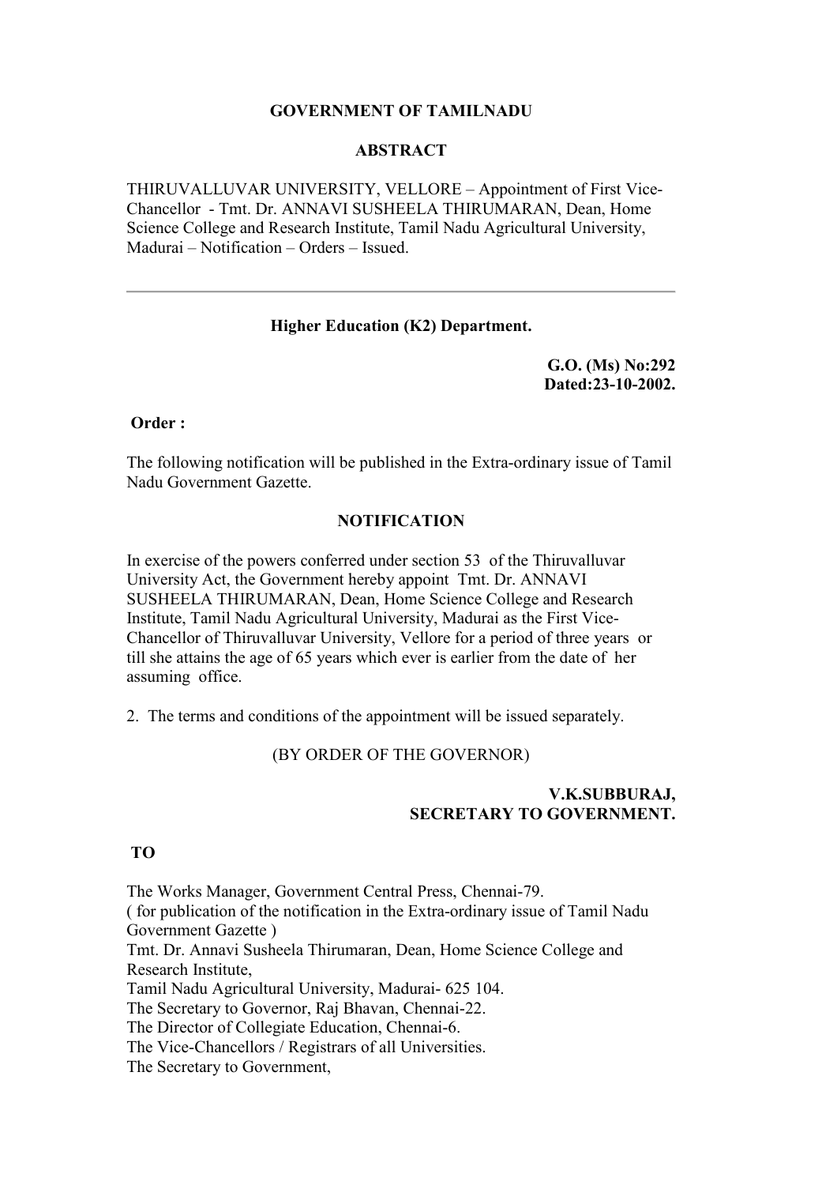**GOVERNMENT OF TAMILNADU**

**ABSTRACT**

THIRUVALLUVAR UNIVERSITY, VELLORE – Appointment of First Vice-Chancellor - Tmt. Dr. ANNAVI SUSHEELA THIRUMARAN, Dean, Home Science College and Research Institute, Tamil Nadu Agricultural University, Madurai – Notification – Orders – Issued.

---

**Higher Education (K2) Department.**

**G.O. (Ms) No:292**
**Dated:23-10-2002.**

**Order :**

The following notification will be published in the Extra-ordinary issue of Tamil Nadu Government Gazette.

**NOTIFICATION**

In exercise of the powers conferred under section 53 of the Thiruvalluvar University Act, the Government hereby appoint Tmt. Dr. ANNAVI SUSHEELA THIRUMARAN, Dean, Home Science College and Research Institute, Tamil Nadu Agricultural University, Madurai as the First Vice-Chancellor of Thiruvalluvar University, Vellore for a period of three years or till she attains the age of 65 years which ever is earlier from the date of her assuming office.

2. The terms and conditions of the appointment will be issued separately.

(BY ORDER OF THE GOVERNOR)

**V.K.SUBBURAJ,**
**SECRETARY TO GOVERNMENT.**

**TO**

The Works Manager, Government Central Press, Chennai-79.
( for publication of the notification in the Extra-ordinary issue of Tamil Nadu Government Gazette )
Tmt. Dr. Annavi Susheela Thirumaran, Dean, Home Science College and Research Institute,
Tamil Nadu Agricultural University, Madurai- 625 104.
The Secretary to Governor, Raj Bhavan, Chennai-22.
The Director of Collegiate Education, Chennai-6.
The Vice-Chancellors / Registrars of all Universities.
The Secretary to Government,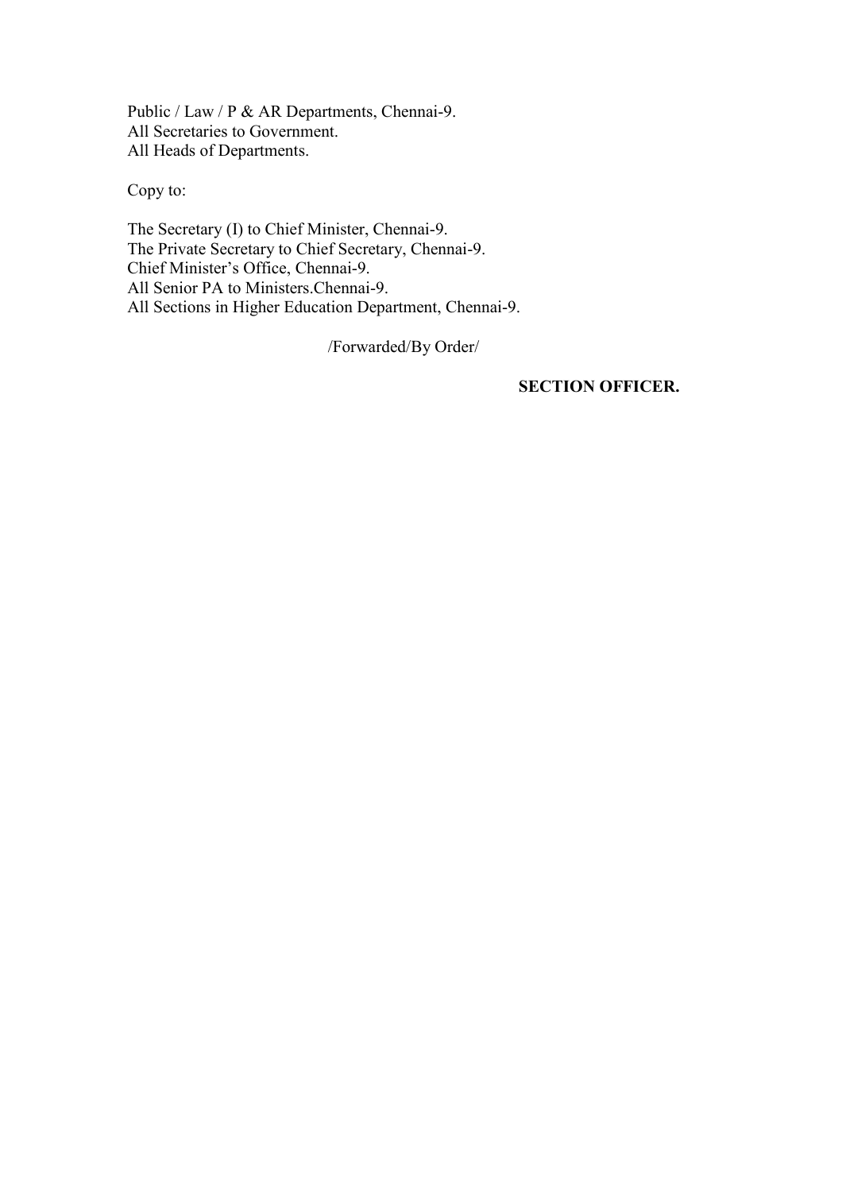Public / Law / P & AR Departments, Chennai-9.
All Secretaries to Government.
All Heads of Departments.

Copy to:

The Secretary (I) to Chief Minister, Chennai-9.
The Private Secretary to Chief Secretary, Chennai-9.
Chief Minister's Office, Chennai-9.
All Senior PA to Ministers.Chennai-9.
All Sections in Higher Education Department, Chennai-9.

/Forwarded/By Order/

**SECTION OFFICER.**